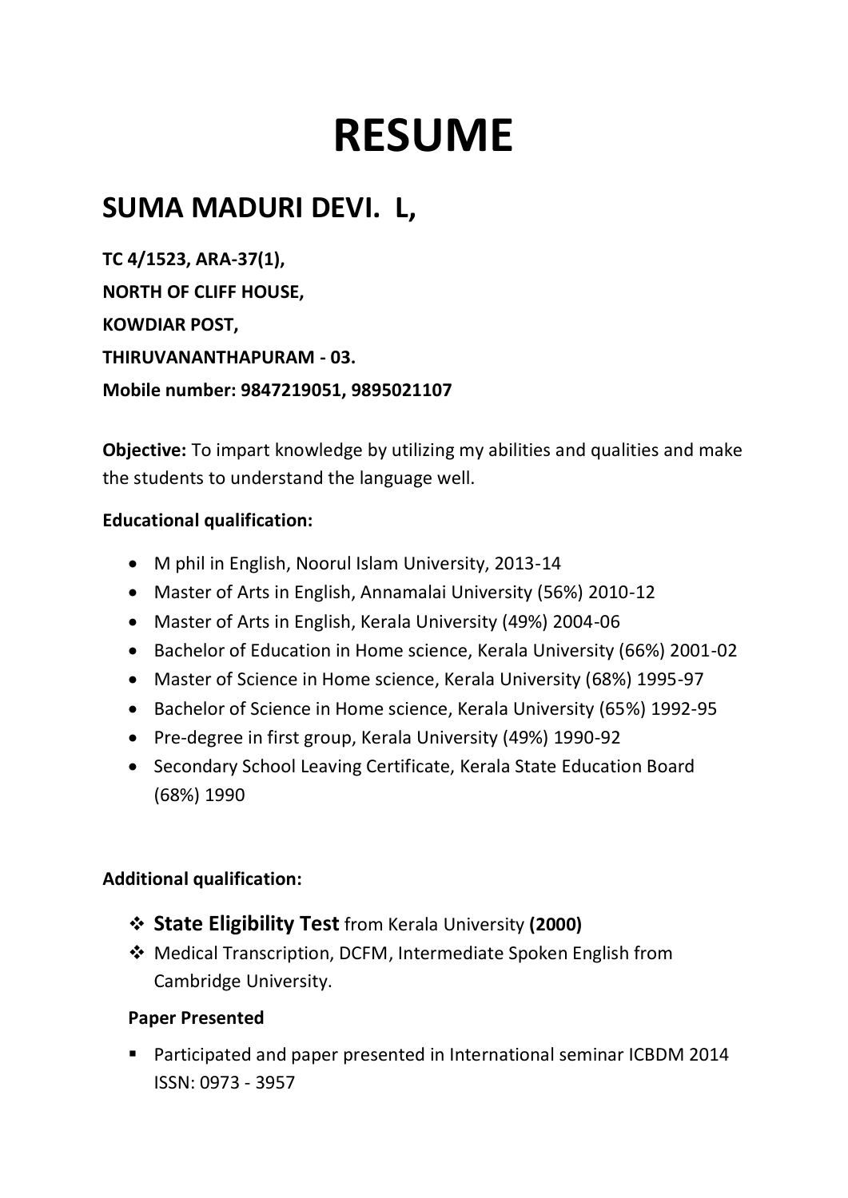# RESUME

## SUMA MADURI DEVI. L,

**TC 4/1523, ARA-37(1),**

**NORTH OF CLIFF HOUSE,**

**KOWDIAR POST,**

**THIRUVANANTHAPURAM - 03.**

**Mobile number: 9847219051, 9895021107**

**Objective:** To impart knowledge by utilizing my abilities and qualities and make the students to understand the language well.

**Educational qualification:**

- M phil in English, Noorul Islam University, 2013-14
- Master of Arts in English, Annamalai University (56%) 2010-12
- Master of Arts in English, Kerala University (49%) 2004-06
- Bachelor of Education in Home science, Kerala University (66%) 2001-02
- Master of Science in Home science, Kerala University (68%) 1995-97
- Bachelor of Science in Home science, Kerala University (65%) 1992-95
- Pre-degree in first group, Kerala University (49%) 1990-92
- Secondary School Leaving Certificate, Kerala State Education Board (68%) 1990

**Additional qualification:**

- **State Eligibility Test** from Kerala University **(2000)**
- Medical Transcription, DCFM, Intermediate Spoken English from Cambridge University.

**Paper Presented**

- Participated and paper presented in International seminar ICBDM 2014 ISSN: 0973 - 3957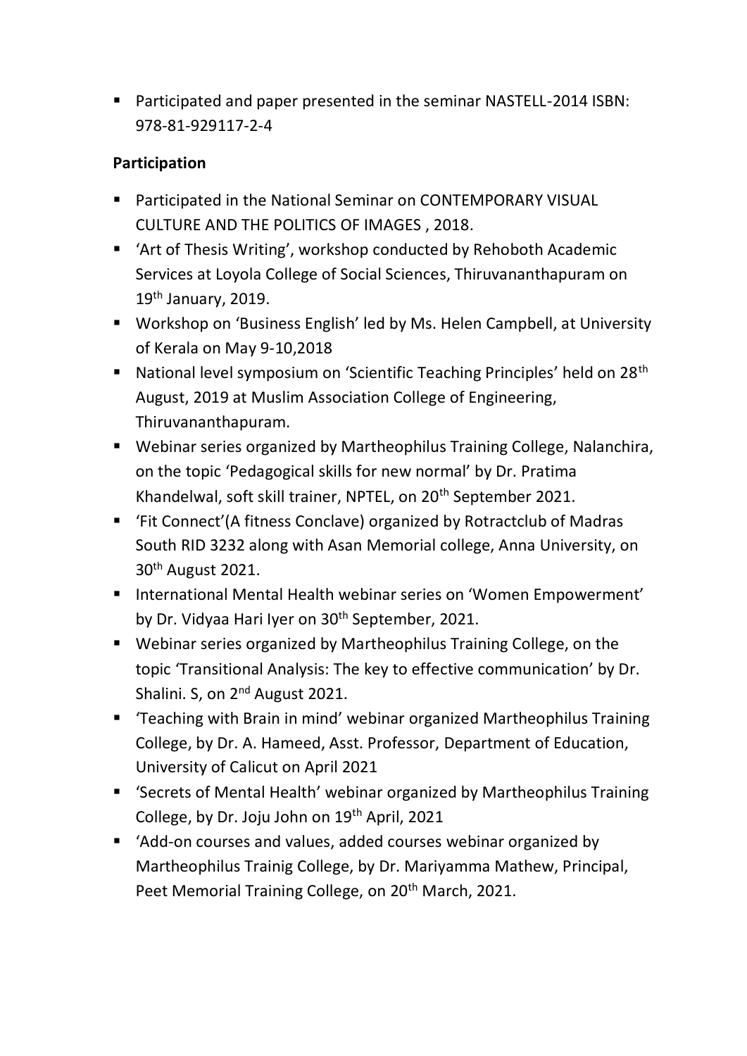- Participated and paper presented in the seminar NASTELL-2014 ISBN: 978-81-929117-2-4

**Participation**

- Participated in the National Seminar on CONTEMPORARY VISUAL CULTURE AND THE POLITICS OF IMAGES , 2018.
- 'Art of Thesis Writing', workshop conducted by Rehoboth Academic Services at Loyola College of Social Sciences, Thiruvananthapuram on 19th January, 2019.
- Workshop on 'Business English' led by Ms. Helen Campbell, at University of Kerala on May 9-10,2018
- National level symposium on 'Scientific Teaching Principles' held on 28th August, 2019 at Muslim Association College of Engineering, Thiruvananthapuram.
- Webinar series organized by Martheophilus Training College, Nalanchira, on the topic 'Pedagogical skills for new normal' by Dr. Pratima Khandelwal, soft skill trainer, NPTEL, on 20th September 2021.
- 'Fit Connect'(A fitness Conclave) organized by Rotractclub of Madras South RID 3232 along with Asan Memorial college, Anna University, on 30th August 2021.
- International Mental Health webinar series on 'Women Empowerment' by Dr. Vidyaa Hari Iyer on 30th September, 2021.
- Webinar series organized by Martheophilus Training College, on the topic 'Transitional Analysis: The key to effective communication' by Dr. Shalini. S, on 2nd August 2021.
- 'Teaching with Brain in mind' webinar organized Martheophilus Training College, by Dr. A. Hameed, Asst. Professor, Department of Education, University of Calicut on April 2021
- 'Secrets of Mental Health' webinar organized by Martheophilus Training College, by Dr. Joju John on 19th April, 2021
- 'Add-on courses and values, added courses webinar organized by Martheophilus Trainig College, by Dr. Mariyamma Mathew, Principal, Peet Memorial Training College, on 20th March, 2021.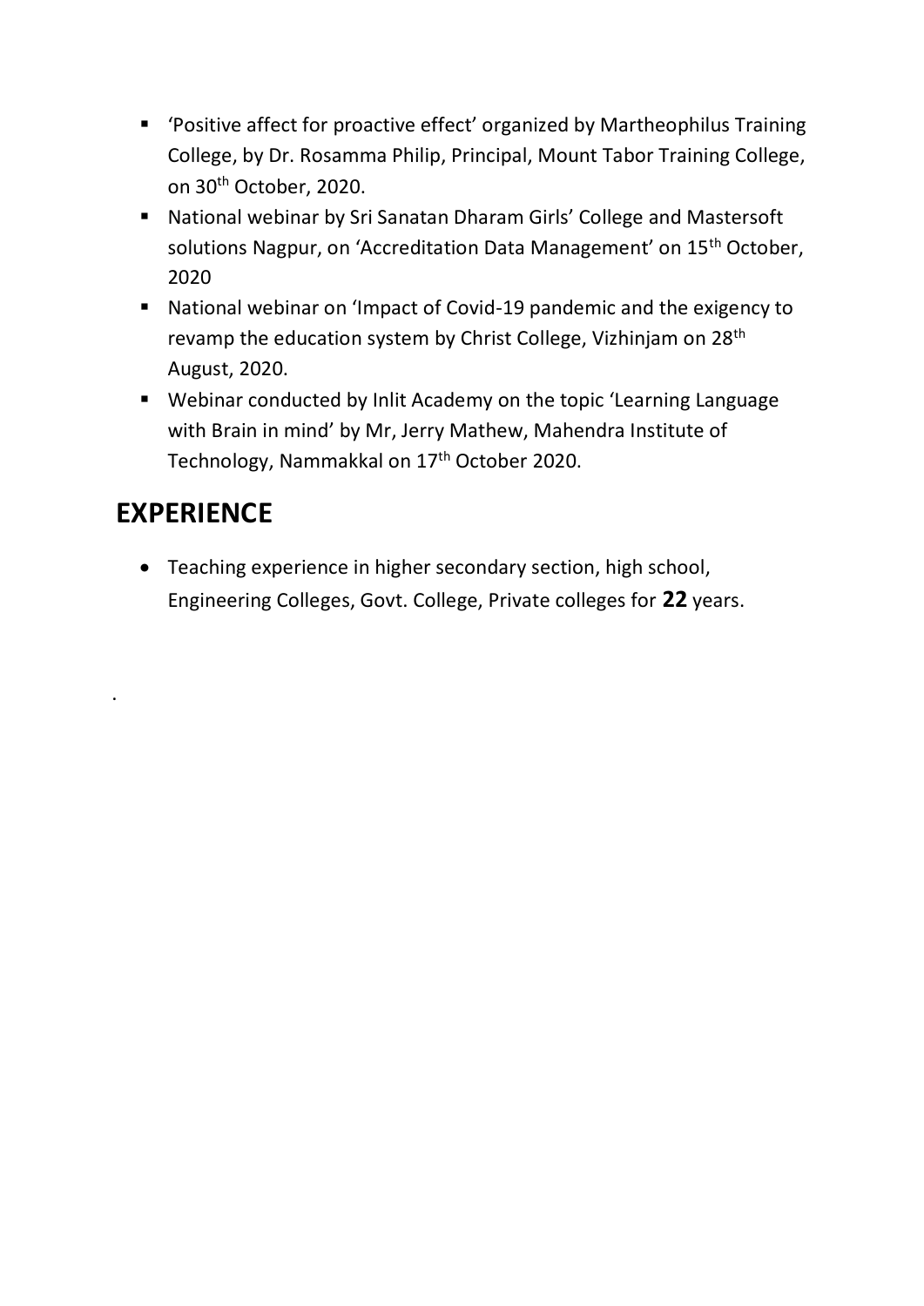- 'Positive affect for proactive effect' organized by Martheophilus Training College, by Dr. Rosamma Philip, Principal, Mount Tabor Training College, on 30th October, 2020.
- National webinar by Sri Sanatan Dharam Girls' College and Mastersoft solutions Nagpur, on 'Accreditation Data Management' on 15th October, 2020
- National webinar on 'Impact of Covid-19 pandemic and the exigency to revamp the education system by Christ College, Vizhinjam on 28th August, 2020.
- Webinar conducted by Inlit Academy on the topic 'Learning Language with Brain in mind' by Mr, Jerry Mathew, Mahendra Institute of Technology, Nammakkal on 17th October 2020.

## EXPERIENCE

- Teaching experience in higher secondary section, high school, Engineering Colleges, Govt. College, Private colleges for **22** years.

.